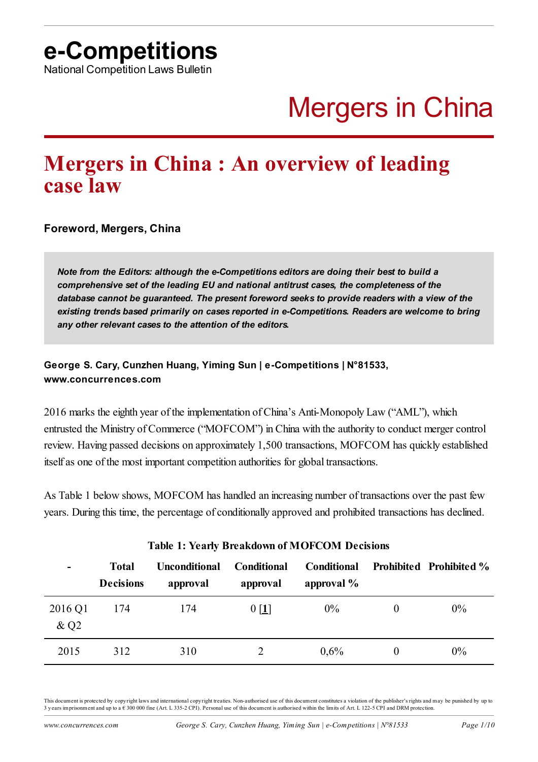# e-Competitions

National Competition Laws Bulletin

# Mergers in China

## Mergers in China : An overview of leading case law

**Foreword, Mergers, China**

> ***Note from the Editors: although the e-Competitions editors are doing their best to build a comprehensive set of the leading EU and national antitrust cases, the completeness of the database cannot be guaranteed. The present foreword seeks to provide readers with a view of the existing trends based primarily on cases reported in e-Competitions. Readers are welcome to bring any other relevant cases to the attention of the editors.***

**George S. Cary, Cunzhen Huang, Yiming Sun | e-Competitions | N°81533, www.concurrences.com**

2016 marks the eighth year of the implementation of China's Anti-Monopoly Law ("AML"), which entrusted the Ministry of Commerce ("MOFCOM") in China with the authority to conduct merger control review. Having passed decisions on approximately 1,500 transactions, MOFCOM has quickly established itself as one of the most important competition authorities for global transactions.

As Table 1 below shows, MOFCOM has handled an increasing number of transactions over the past few years. During this time, the percentage of conditionally approved and prohibited transactions has declined.

**Table 1: Yearly Breakdown of MOFCOM Decisions**

| - | Total Decisions | Unconditional approval | Conditional approval | Conditional approval % | Prohibited | Prohibited % |
|---|---|---|---|---|---|---|
| 2016 Q1 & Q2 | 174 | 174 | 0 [1] | 0% | 0 | 0% |
| 2015 | 312 | 310 | 2 | 0,6% | 0 | 0% |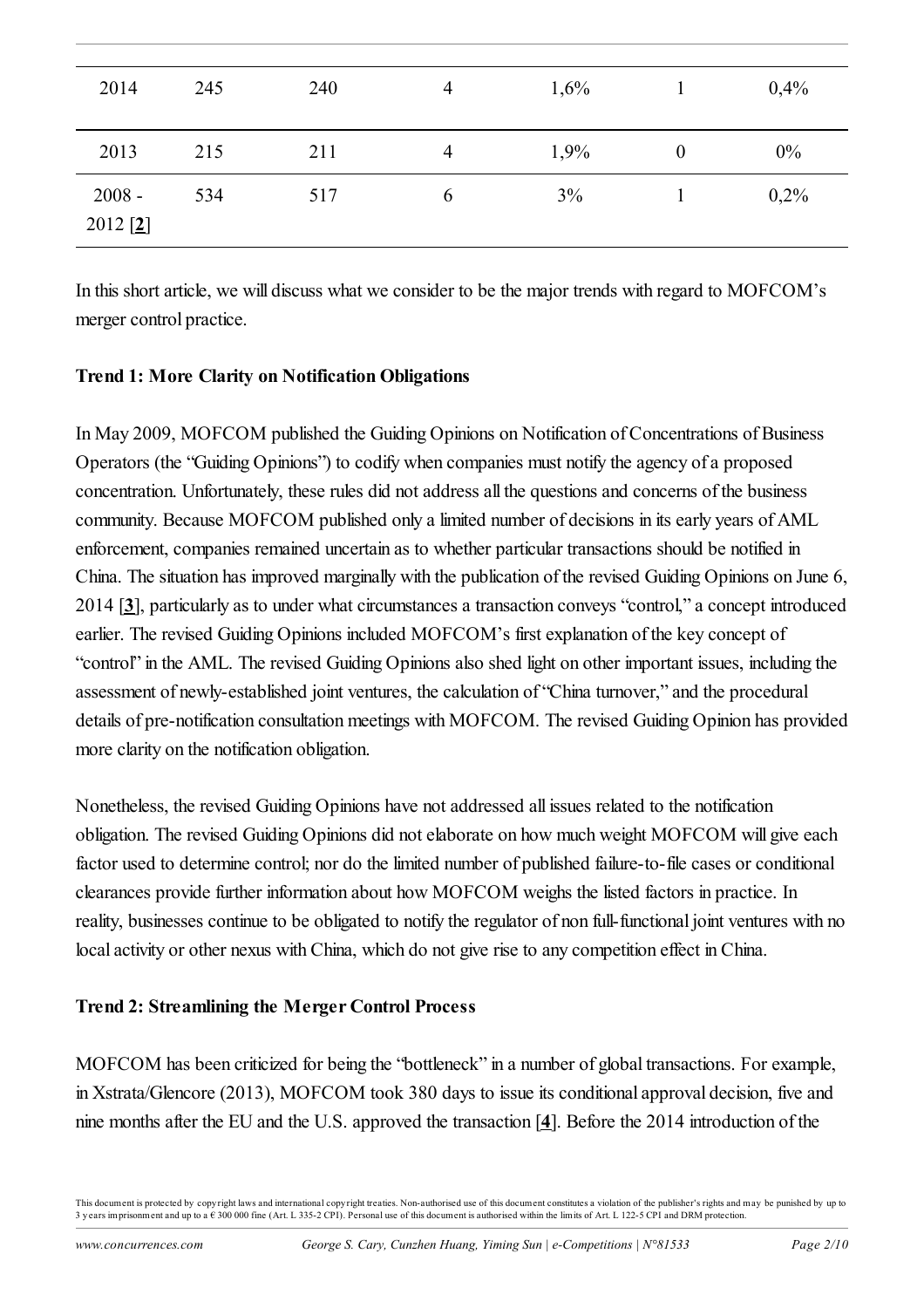| | | | | | | |
|---|---|---|---|---|---|---|
| 2014 | 245 | 240 | 4 | 1,6% | 1 | 0,4% |
| 2013 | 215 | 211 | 4 | 1,9% | 0 | 0% |
| 2008 - 2012 [2] | 534 | 517 | 6 | 3% | 1 | 0,2% |

In this short article, we will discuss what we consider to be the major trends with regard to MOFCOM's merger control practice.

**Trend 1: More Clarity on Notification Obligations**

In May 2009, MOFCOM published the Guiding Opinions on Notification of Concentrations of Business Operators (the "Guiding Opinions") to codify when companies must notify the agency of a proposed concentration. Unfortunately, these rules did not address all the questions and concerns of the business community. Because MOFCOM published only a limited number of decisions in its early years of AML enforcement, companies remained uncertain as to whether particular transactions should be notified in China. The situation has improved marginally with the publication of the revised Guiding Opinions on June 6, 2014 [3], particularly as to under what circumstances a transaction conveys "control," a concept introduced earlier. The revised Guiding Opinions included MOFCOM's first explanation of the key concept of "control" in the AML. The revised Guiding Opinions also shed light on other important issues, including the assessment of newly-established joint ventures, the calculation of "China turnover," and the procedural details of pre-notification consultation meetings with MOFCOM. The revised Guiding Opinion has provided more clarity on the notification obligation.

Nonetheless, the revised Guiding Opinions have not addressed all issues related to the notification obligation. The revised Guiding Opinions did not elaborate on how much weight MOFCOM will give each factor used to determine control; nor do the limited number of published failure-to-file cases or conditional clearances provide further information about how MOFCOM weighs the listed factors in practice. In reality, businesses continue to be obligated to notify the regulator of non full-functional joint ventures with no local activity or other nexus with China, which do not give rise to any competition effect in China.

**Trend 2: Streamlining the Merger Control Process**

MOFCOM has been criticized for being the "bottleneck" in a number of global transactions. For example, in Xstrata/Glencore (2013), MOFCOM took 380 days to issue its conditional approval decision, five and nine months after the EU and the U.S. approved the transaction [4]. Before the 2014 introduction of the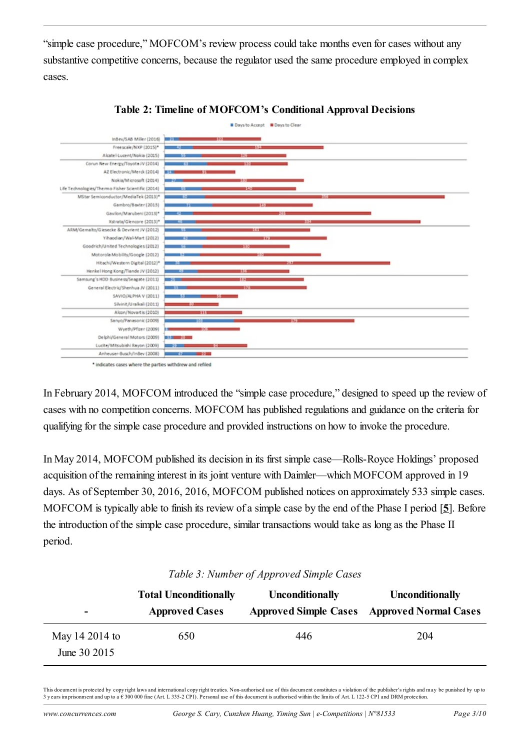"simple case procedure," MOFCOM's review process could take months even for cases without any substantive competitive concerns, because the regulator used the same procedure employed in complex cases.

**Table 2: Timeline of MOFCOM's Conditional Approval Decisions**

| Case | Days to Accept | Days to Clear |
|---|---|---|
| InBev/SAB Miller (2016) | 21 | 122 |
| Freescale/NXP (2015)* | 42 | 194 |
| Alcatel-Lucent/Nokia (2015) | 55 | 126 |
| Corun New Energy/Toyota JV (2014) | 63 | 120 |
| AZ Electronic/Merck (2014) | 14 | 91 |
| Nokia/Microsoft (2014) | 27 | 180 |
| Life Technologies/Thermo Fisher Scientific (2014) | 55 | 140 |
| MStar Semiconductor/MediaTek (2013)* | 60 | 356 |
| Gambro/Baxter (2013) | 71 | 148 |
| Gavilon/Marubeni (2013)* | 42 | 265 |
| Xstrata/Glencore (2013)* | 46 | 334 |
| ARM/Gemalto/Giesecke & Devrient JV (2012) | 55 | 161 |
| Yihaodian/Wal-Mart (2012) | 62 | 179 |
| Goodrich/United Technologies (2012) | 56 | 130 |
| Motorola Mobility/Google (2012) | 52 | 180 |
| Hitachi/Western Digital (2012)* | 38 | 297 |
| Henkel Hong Kong/Tiande JV (2012) | 47 | 136 |
| Samsung's HDD Business/Seagate (2011) | 25 | 182 |
| General Electric/Shenhua JV (2011) | 33 | 178 |
| SAVIO/ALPHA V (2011) | 53 | 56 |
| Silvinit/Uralkali (2011) | | 80 |
| Alcon/Novartis (2010) | | 115 |
| Sanyo/Panasonic (2009) | 103 | 179 |
| Wyeth/Pfizer (2009) | | 106 |
| Delphi/General Motors (2009) | 13 | 28 |
| Lucite/Mitsubishi Rayon (2009) | 29 | 94 |
| Anheuser-Busch/InBev (2008) | 47 | 22 |

\* indicates cases where the parties withdrew and refiled

In February 2014, MOFCOM introduced the "simple case procedure," designed to speed up the review of cases with no competition concerns. MOFCOM has published regulations and guidance on the criteria for qualifying for the simple case procedure and provided instructions on how to invoke the procedure.

In May 2014, MOFCOM published its decision in its first simple case—Rolls-Royce Holdings' proposed acquisition of the remaining interest in its joint venture with Daimler—which MOFCOM approved in 19 days. As of September 30, 2016, 2016, MOFCOM published notices on approximately 533 simple cases. MOFCOM is typically able to finish its review of a simple case by the end of the Phase I period [5]. Before the introduction of the simple case procedure, similar transactions would take as long as the Phase II period.

*Table 3: Number of Approved Simple Cases*

| - | Total Unconditionally Approved Cases | Unconditionally Approved Simple Cases | Unconditionally Approved Normal Cases |
|---|---|---|---|
| May 14 2014 to June 30 2015 | 650 | 446 | 204 |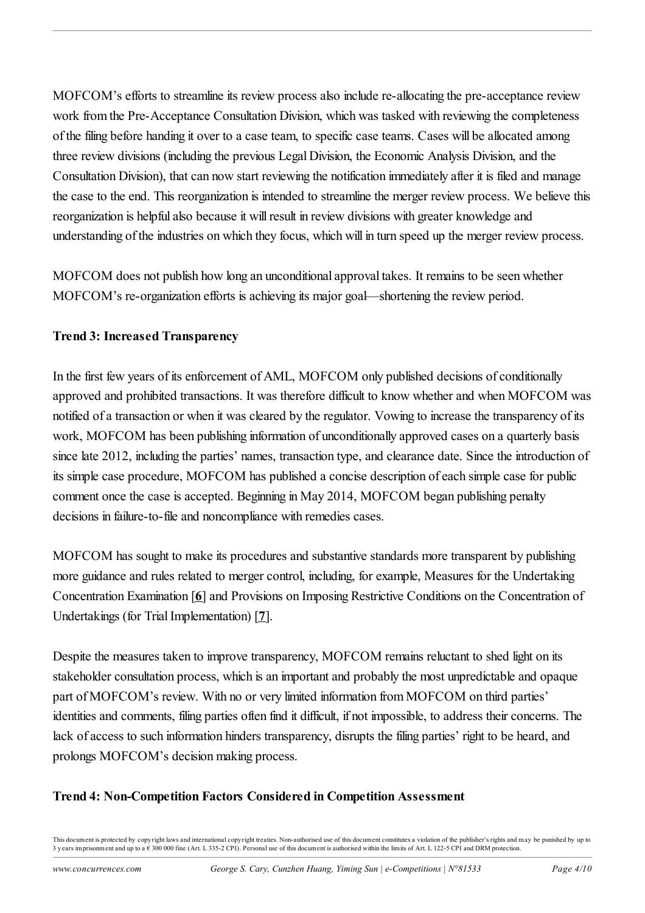MOFCOM's efforts to streamline its review process also include re-allocating the pre-acceptance review work from the Pre-Acceptance Consultation Division, which was tasked with reviewing the completeness of the filing before handing it over to a case team, to specific case teams. Cases will be allocated among three review divisions (including the previous Legal Division, the Economic Analysis Division, and the Consultation Division), that can now start reviewing the notification immediately after it is filed and manage the case to the end. This reorganization is intended to streamline the merger review process. We believe this reorganization is helpful also because it will result in review divisions with greater knowledge and understanding of the industries on which they focus, which will in turn speed up the merger review process.

MOFCOM does not publish how long an unconditional approval takes. It remains to be seen whether MOFCOM's re-organization efforts is achieving its major goal—shortening the review period.

**Trend 3: Increased Transparency**

In the first few years of its enforcement of AML, MOFCOM only published decisions of conditionally approved and prohibited transactions. It was therefore difficult to know whether and when MOFCOM was notified of a transaction or when it was cleared by the regulator. Vowing to increase the transparency of its work, MOFCOM has been publishing information of unconditionally approved cases on a quarterly basis since late 2012, including the parties' names, transaction type, and clearance date. Since the introduction of its simple case procedure, MOFCOM has published a concise description of each simple case for public comment once the case is accepted. Beginning in May 2014, MOFCOM began publishing penalty decisions in failure-to-file and noncompliance with remedies cases.

MOFCOM has sought to make its procedures and substantive standards more transparent by publishing more guidance and rules related to merger control, including, for example, Measures for the Undertaking Concentration Examination [6] and Provisions on Imposing Restrictive Conditions on the Concentration of Undertakings (for Trial Implementation) [7].

Despite the measures taken to improve transparency, MOFCOM remains reluctant to shed light on its stakeholder consultation process, which is an important and probably the most unpredictable and opaque part of MOFCOM's review. With no or very limited information from MOFCOM on third parties' identities and comments, filing parties often find it difficult, if not impossible, to address their concerns. The lack of access to such information hinders transparency, disrupts the filing parties' right to be heard, and prolongs MOFCOM's decision making process.

**Trend 4: Non-Competition Factors Considered in Competition Assessment**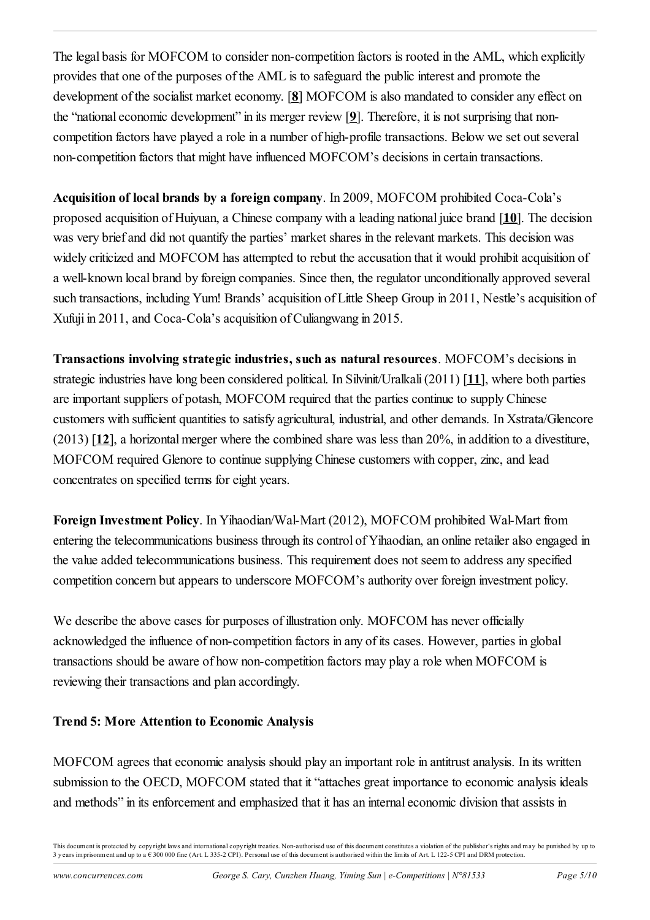The legal basis for MOFCOM to consider non-competition factors is rooted in the AML, which explicitly provides that one of the purposes of the AML is to safeguard the public interest and promote the development of the socialist market economy. [**8**] MOFCOM is also mandated to consider any effect on the "national economic development" in its merger review [**9**]. Therefore, it is not surprising that non-competition factors have played a role in a number of high-profile transactions. Below we set out several non-competition factors that might have influenced MOFCOM's decisions in certain transactions.

**Acquisition of local brands by a foreign company**. In 2009, MOFCOM prohibited Coca-Cola's proposed acquisition of Huiyuan, a Chinese company with a leading national juice brand [**10**]. The decision was very brief and did not quantify the parties' market shares in the relevant markets. This decision was widely criticized and MOFCOM has attempted to rebut the accusation that it would prohibit acquisition of a well-known local brand by foreign companies. Since then, the regulator unconditionally approved several such transactions, including Yum! Brands' acquisition of Little Sheep Group in 2011, Nestle's acquisition of Xufuji in 2011, and Coca-Cola's acquisition of Culiangwang in 2015.

**Transactions involving strategic industries, such as natural resources**. MOFCOM's decisions in strategic industries have long been considered political. In Silvinit/Uralkali (2011) [**11**], where both parties are important suppliers of potash, MOFCOM required that the parties continue to supply Chinese customers with sufficient quantities to satisfy agricultural, industrial, and other demands. In Xstrata/Glencore (2013) [**12**], a horizontal merger where the combined share was less than 20%, in addition to a divestiture, MOFCOM required Glenore to continue supplying Chinese customers with copper, zinc, and lead concentrates on specified terms for eight years.

**Foreign Investment Policy**. In Yihaodian/Wal-Mart (2012), MOFCOM prohibited Wal-Mart from entering the telecommunications business through its control of Yihaodian, an online retailer also engaged in the value added telecommunications business. This requirement does not seem to address any specified competition concern but appears to underscore MOFCOM's authority over foreign investment policy.

We describe the above cases for purposes of illustration only. MOFCOM has never officially acknowledged the influence of non-competition factors in any of its cases. However, parties in global transactions should be aware of how non-competition factors may play a role when MOFCOM is reviewing their transactions and plan accordingly.

### Trend 5: More Attention to Economic Analysis

MOFCOM agrees that economic analysis should play an important role in antitrust analysis. In its written submission to the OECD, MOFCOM stated that it "attaches great importance to economic analysis ideals and methods" in its enforcement and emphasized that it has an internal economic division that assists in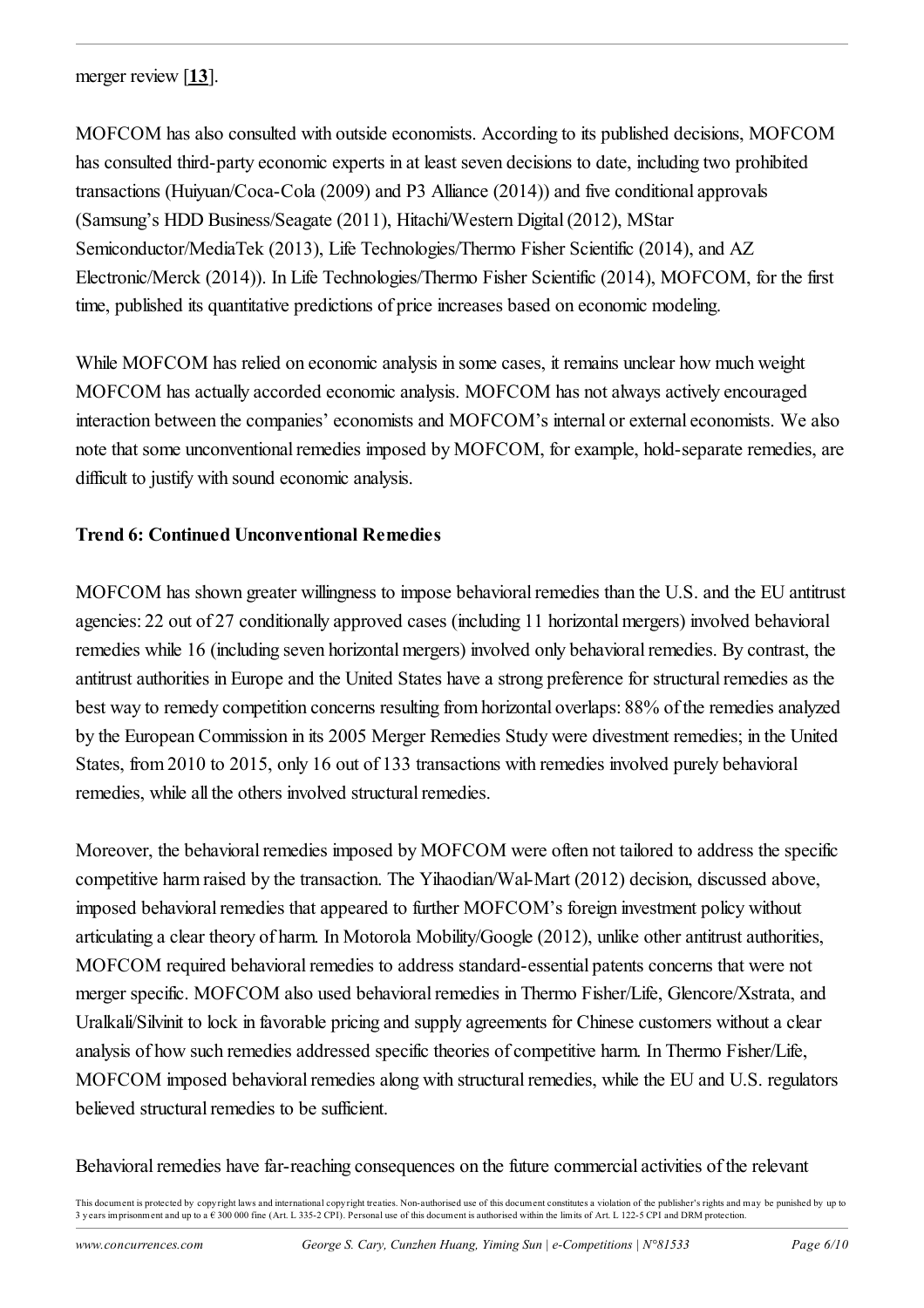merger review [**13**].

MOFCOM has also consulted with outside economists. According to its published decisions, MOFCOM has consulted third-party economic experts in at least seven decisions to date, including two prohibited transactions (Huiyuan/Coca-Cola (2009) and P3 Alliance (2014)) and five conditional approvals (Samsung's HDD Business/Seagate (2011), Hitachi/Western Digital (2012), MStar Semiconductor/MediaTek (2013), Life Technologies/Thermo Fisher Scientific (2014), and AZ Electronic/Merck (2014)). In Life Technologies/Thermo Fisher Scientific (2014), MOFCOM, for the first time, published its quantitative predictions of price increases based on economic modeling.

While MOFCOM has relied on economic analysis in some cases, it remains unclear how much weight MOFCOM has actually accorded economic analysis. MOFCOM has not always actively encouraged interaction between the companies' economists and MOFCOM's internal or external economists. We also note that some unconventional remedies imposed by MOFCOM, for example, hold-separate remedies, are difficult to justify with sound economic analysis.

**Trend 6: Continued Unconventional Remedies**

MOFCOM has shown greater willingness to impose behavioral remedies than the U.S. and the EU antitrust agencies: 22 out of 27 conditionally approved cases (including 11 horizontal mergers) involved behavioral remedies while 16 (including seven horizontal mergers) involved only behavioral remedies. By contrast, the antitrust authorities in Europe and the United States have a strong preference for structural remedies as the best way to remedy competition concerns resulting from horizontal overlaps: 88% of the remedies analyzed by the European Commission in its 2005 Merger Remedies Study were divestment remedies; in the United States, from 2010 to 2015, only 16 out of 133 transactions with remedies involved purely behavioral remedies, while all the others involved structural remedies.

Moreover, the behavioral remedies imposed by MOFCOM were often not tailored to address the specific competitive harm raised by the transaction. The Yihaodian/Wal-Mart (2012) decision, discussed above, imposed behavioral remedies that appeared to further MOFCOM's foreign investment policy without articulating a clear theory of harm. In Motorola Mobility/Google (2012), unlike other antitrust authorities, MOFCOM required behavioral remedies to address standard-essential patents concerns that were not merger specific. MOFCOM also used behavioral remedies in Thermo Fisher/Life, Glencore/Xstrata, and Uralkali/Silvinit to lock in favorable pricing and supply agreements for Chinese customers without a clear analysis of how such remedies addressed specific theories of competitive harm. In Thermo Fisher/Life, MOFCOM imposed behavioral remedies along with structural remedies, while the EU and U.S. regulators believed structural remedies to be sufficient.

Behavioral remedies have far-reaching consequences on the future commercial activities of the relevant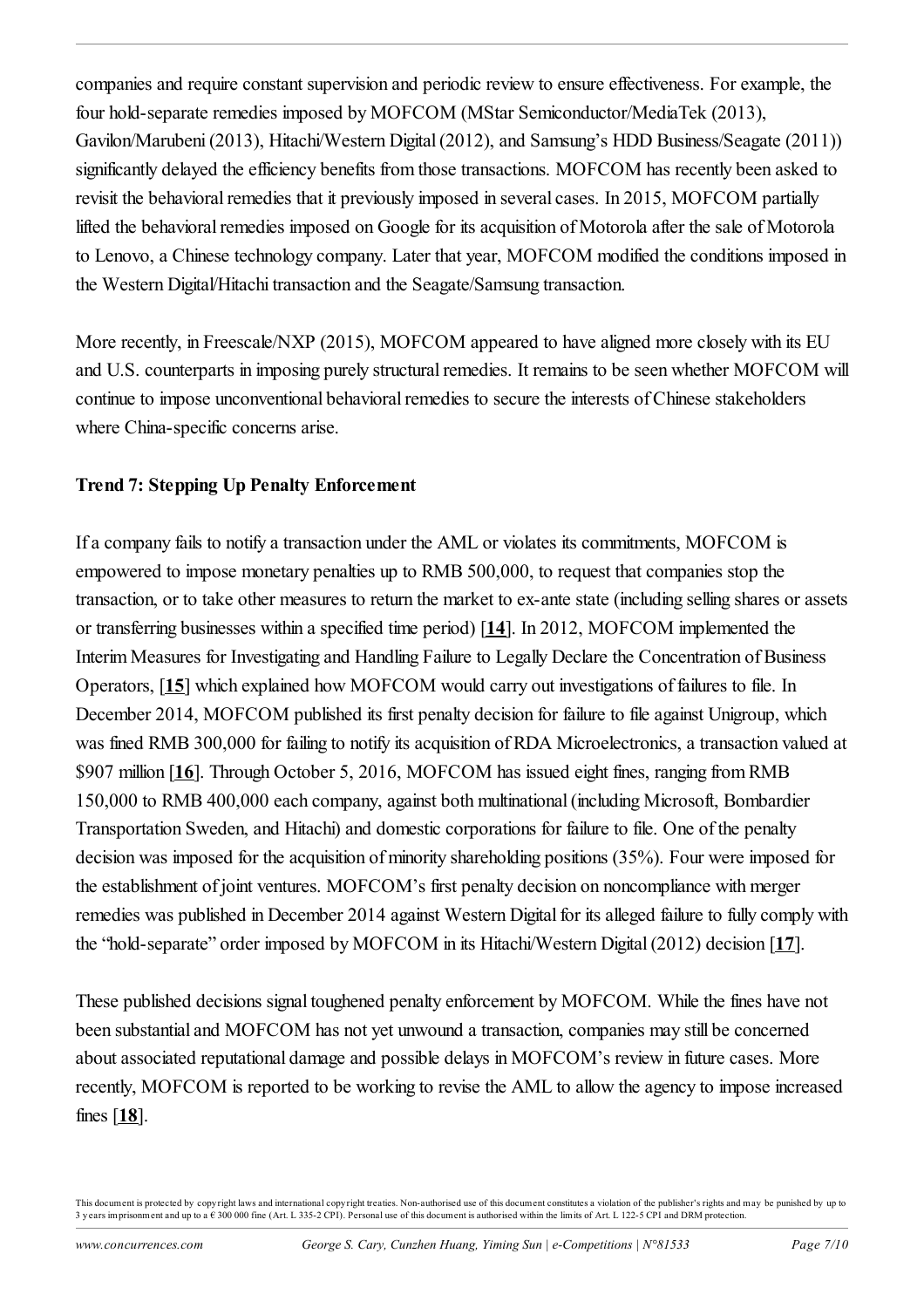companies and require constant supervision and periodic review to ensure effectiveness. For example, the four hold-separate remedies imposed by MOFCOM (MStar Semiconductor/MediaTek (2013), Gavilon/Marubeni (2013), Hitachi/Western Digital (2012), and Samsung's HDD Business/Seagate (2011)) significantly delayed the efficiency benefits from those transactions. MOFCOM has recently been asked to revisit the behavioral remedies that it previously imposed in several cases. In 2015, MOFCOM partially lifted the behavioral remedies imposed on Google for its acquisition of Motorola after the sale of Motorola to Lenovo, a Chinese technology company. Later that year, MOFCOM modified the conditions imposed in the Western Digital/Hitachi transaction and the Seagate/Samsung transaction.

More recently, in Freescale/NXP (2015), MOFCOM appeared to have aligned more closely with its EU and U.S. counterparts in imposing purely structural remedies. It remains to be seen whether MOFCOM will continue to impose unconventional behavioral remedies to secure the interests of Chinese stakeholders where China-specific concerns arise.

**Trend 7: Stepping Up Penalty Enforcement**

If a company fails to notify a transaction under the AML or violates its commitments, MOFCOM is empowered to impose monetary penalties up to RMB 500,000, to request that companies stop the transaction, or to take other measures to return the market to ex-ante state (including selling shares or assets or transferring businesses within a specified time period) [**14**]. In 2012, MOFCOM implemented the Interim Measures for Investigating and Handling Failure to Legally Declare the Concentration of Business Operators, [**15**] which explained how MOFCOM would carry out investigations of failures to file. In December 2014, MOFCOM published its first penalty decision for failure to file against Unigroup, which was fined RMB 300,000 for failing to notify its acquisition of RDA Microelectronics, a transaction valued at $907 million [**16**]. Through October 5, 2016, MOFCOM has issued eight fines, ranging from RMB 150,000 to RMB 400,000 each company, against both multinational (including Microsoft, Bombardier Transportation Sweden, and Hitachi) and domestic corporations for failure to file. One of the penalty decision was imposed for the acquisition of minority shareholding positions (35%). Four were imposed for the establishment of joint ventures. MOFCOM's first penalty decision on noncompliance with merger remedies was published in December 2014 against Western Digital for its alleged failure to fully comply with the "hold-separate" order imposed by MOFCOM in its Hitachi/Western Digital (2012) decision [**17**].

These published decisions signal toughened penalty enforcement by MOFCOM. While the fines have not been substantial and MOFCOM has not yet unwound a transaction, companies may still be concerned about associated reputational damage and possible delays in MOFCOM's review in future cases. More recently, MOFCOM is reported to be working to revise the AML to allow the agency to impose increased fines [**18**].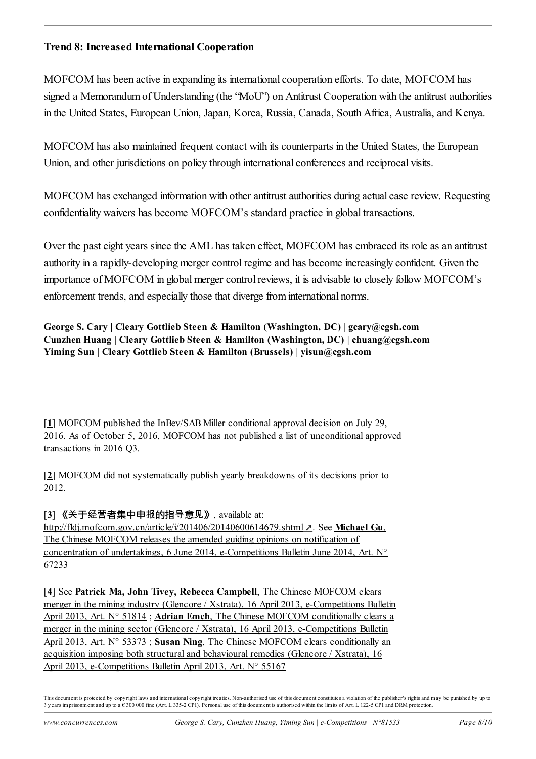**Trend 8: Increased International Cooperation**

MOFCOM has been active in expanding its international cooperation efforts. To date, MOFCOM has signed a Memorandum of Understanding (the "MoU") on Antitrust Cooperation with the antitrust authorities in the United States, European Union, Japan, Korea, Russia, Canada, South Africa, Australia, and Kenya.

MOFCOM has also maintained frequent contact with its counterparts in the United States, the European Union, and other jurisdictions on policy through international conferences and reciprocal visits.

MOFCOM has exchanged information with other antitrust authorities during actual case review. Requesting confidentiality waivers has become MOFCOM's standard practice in global transactions.

Over the past eight years since the AML has taken effect, MOFCOM has embraced its role as an antitrust authority in a rapidly-developing merger control regime and has become increasingly confident. Given the importance of MOFCOM in global merger control reviews, it is advisable to closely follow MOFCOM's enforcement trends, and especially those that diverge from international norms.

**George S. Cary | Cleary Gottlieb Steen & Hamilton (Washington, DC) | gcary@cgsh.com**
**Cunzhen Huang | Cleary Gottlieb Steen & Hamilton (Washington, DC) | chuang@cgsh.com**
**Yiming Sun | Cleary Gottlieb Steen & Hamilton (Brussels) | yisun@cgsh.com**

[**1**] MOFCOM published the InBev/SAB Miller conditional approval decision on July 29, 2016. As of October 5, 2016, MOFCOM has not published a list of unconditional approved transactions in 2016 Q3.

[**2**] MOFCOM did not systematically publish yearly breakdowns of its decisions prior to 2012.

[**3**] **《关于经营者集中申报的指导意见》**, available at: http://fldj.mofcom.gov.cn/article/i/201406/20140600614679.shtml. See **Michael Gu**, The Chinese MOFCOM releases the amended guiding opinions on notification of concentration of undertakings, 6 June 2014, e-Competitions Bulletin June 2014, Art. N° 67233

[**4**] See **Patrick Ma, John Tivey, Rebecca Campbell**, The Chinese MOFCOM clears merger in the mining industry (Glencore / Xstrata), 16 April 2013, e-Competitions Bulletin April 2013, Art. N° 51814 ; **Adrian Emch**, The Chinese MOFCOM conditionally clears a merger in the mining sector (Glencore / Xstrata), 16 April 2013, e-Competitions Bulletin April 2013, Art. N° 53373 ; **Susan Ning**, The Chinese MOFCOM clears conditionally an acquisition imposing both structural and behavioural remedies (Glencore / Xstrata), 16 April 2013, e-Competitions Bulletin April 2013, Art. N° 55167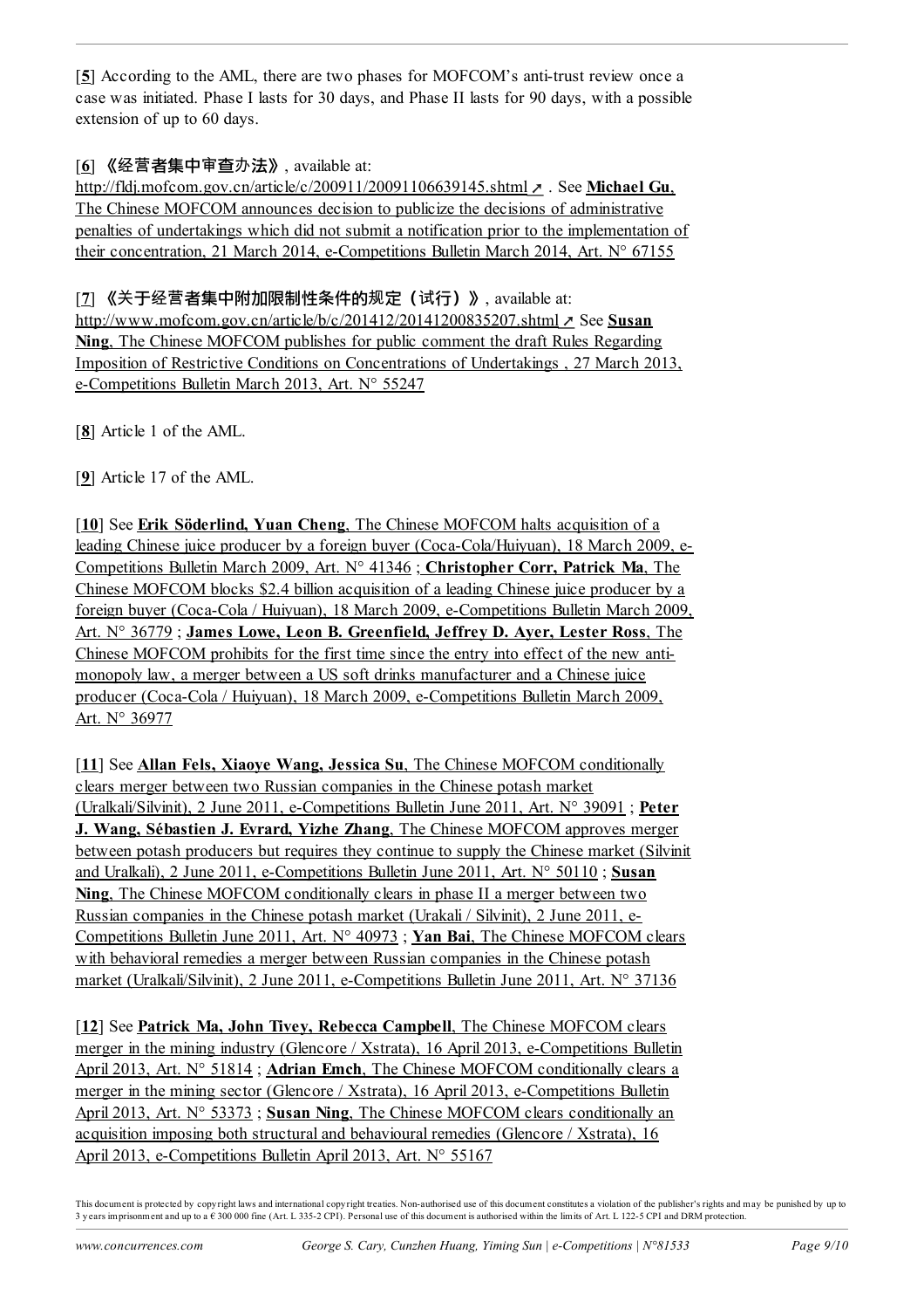[5] According to the AML, there are two phases for MOFCOM's anti-trust review once a case was initiated. Phase I lasts for 30 days, and Phase II lasts for 90 days, with a possible extension of up to 60 days.

[6] 《经营者集中审查办法》, available at: http://fldj.mofcom.gov.cn/article/c/200911/20091106639145.shtml ↗ . See **Michael Gu**, The Chinese MOFCOM announces decision to publicize the decisions of administrative penalties of undertakings which did not submit a notification prior to the implementation of their concentration, 21 March 2014, e-Competitions Bulletin March 2014, Art. N° 67155

[7] 《关于经营者集中附加限制性条件的规定（试行）》, available at: http://www.mofcom.gov.cn/article/b/c/201412/20141200835207.shtml ↗ See **Susan Ning**, The Chinese MOFCOM publishes for public comment the draft Rules Regarding Imposition of Restrictive Conditions on Concentrations of Undertakings , 27 March 2013, e-Competitions Bulletin March 2013, Art. N° 55247

[8] Article 1 of the AML.

[9] Article 17 of the AML.

[10] See **Erik Söderlind, Yuan Cheng**, The Chinese MOFCOM halts acquisition of a leading Chinese juice producer by a foreign buyer (Coca-Cola/Huiyuan), 18 March 2009, e-Competitions Bulletin March 2009, Art. N° 41346 ; **Christopher Corr, Patrick Ma**, The Chinese MOFCOM blocks $2.4 billion acquisition of a leading Chinese juice producer by a foreign buyer (Coca-Cola / Huiyuan), 18 March 2009, e-Competitions Bulletin March 2009, Art. N° 36779 ; **James Lowe, Leon B. Greenfield, Jeffrey D. Ayer, Lester Ross**, The Chinese MOFCOM prohibits for the first time since the entry into effect of the new anti-monopoly law, a merger between a US soft drinks manufacturer and a Chinese juice producer (Coca-Cola / Huiyuan), 18 March 2009, e-Competitions Bulletin March 2009, Art. N° 36977

[11] See **Allan Fels, Xiaoye Wang, Jessica Su**, The Chinese MOFCOM conditionally clears merger between two Russian companies in the Chinese potash market (Uralkali/Silvinit), 2 June 2011, e-Competitions Bulletin June 2011, Art. N° 39091 ; **Peter J. Wang, Sébastien J. Evrard, Yizhe Zhang**, The Chinese MOFCOM approves merger between potash producers but requires they continue to supply the Chinese market (Silvinit and Uralkali), 2 June 2011, e-Competitions Bulletin June 2011, Art. N° 50110 ; **Susan Ning**, The Chinese MOFCOM conditionally clears in phase II a merger between two Russian companies in the Chinese potash market (Urakali / Silvinit), 2 June 2011, e-Competitions Bulletin June 2011, Art. N° 40973 ; **Yan Bai**, The Chinese MOFCOM clears with behavioral remedies a merger between Russian companies in the Chinese potash market (Uralkali/Silvinit), 2 June 2011, e-Competitions Bulletin June 2011, Art. N° 37136

[12] See **Patrick Ma, John Tivey, Rebecca Campbell**, The Chinese MOFCOM clears merger in the mining industry (Glencore / Xstrata), 16 April 2013, e-Competitions Bulletin April 2013, Art. N° 51814 ; **Adrian Emch**, The Chinese MOFCOM conditionally clears a merger in the mining sector (Glencore / Xstrata), 16 April 2013, e-Competitions Bulletin April 2013, Art. N° 53373 ; **Susan Ning**, The Chinese MOFCOM clears conditionally an acquisition imposing both structural and behavioural remedies (Glencore / Xstrata), 16 April 2013, e-Competitions Bulletin April 2013, Art. N° 55167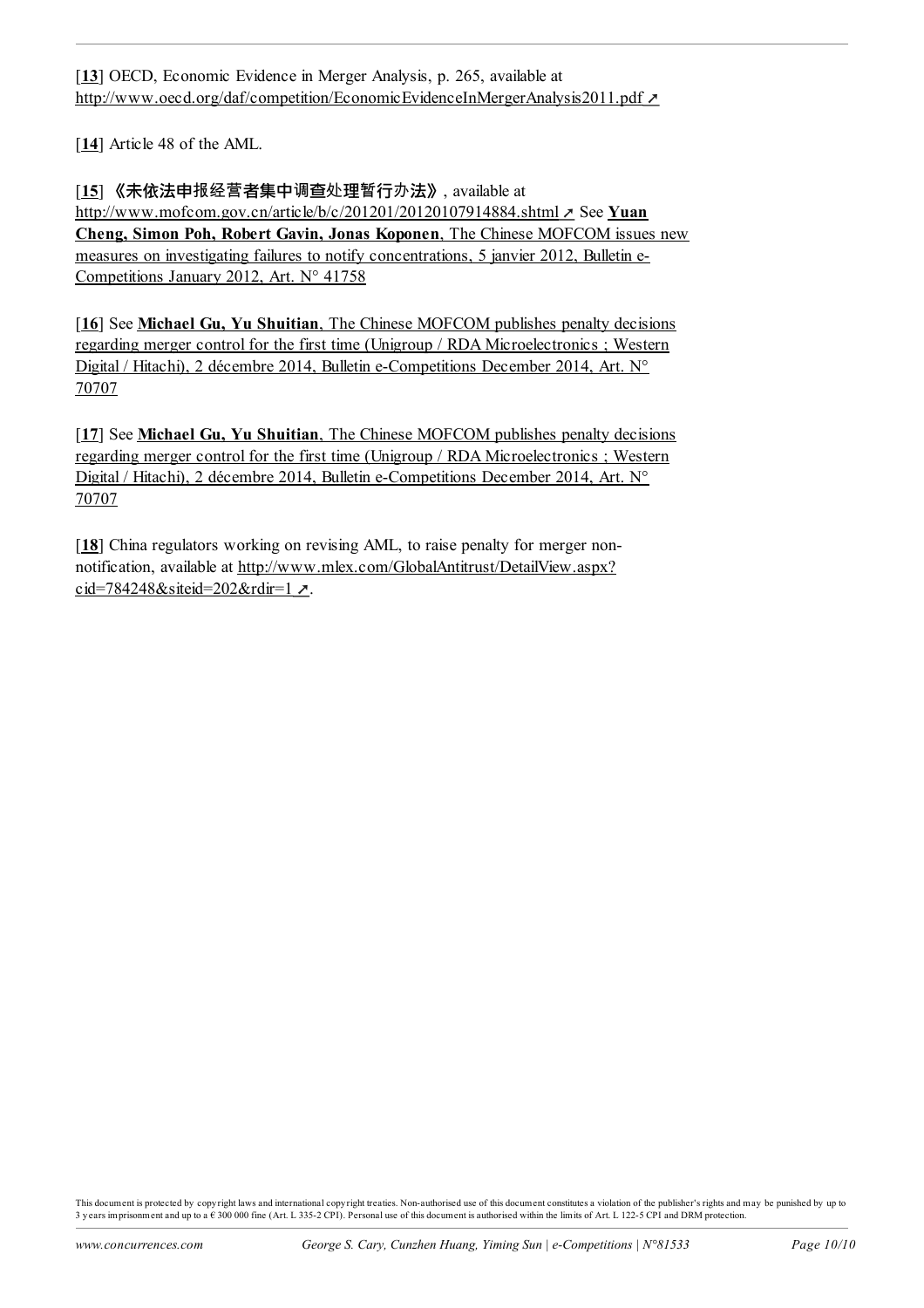[**13**] OECD, Economic Evidence in Merger Analysis, p. 265, available at http://www.oecd.org/daf/competition/EconomicEvidenceInMergerAnalysis2011.pdf ↗

[**14**] Article 48 of the AML.

[**15**] **《未依法申报经营者集中调查处理暂行办法》**, available at http://www.mofcom.gov.cn/article/b/c/201201/20120107914884.shtml ↗ See **Yuan Cheng, Simon Poh, Robert Gavin, Jonas Koponen**, The Chinese MOFCOM issues new measures on investigating failures to notify concentrations, 5 janvier 2012, Bulletin e-Competitions January 2012, Art. N° 41758

[**16**] See **Michael Gu, Yu Shuitian**, The Chinese MOFCOM publishes penalty decisions regarding merger control for the first time (Unigroup / RDA Microelectronics ; Western Digital / Hitachi), 2 décembre 2014, Bulletin e-Competitions December 2014, Art. N° 70707

[**17**] See **Michael Gu, Yu Shuitian**, The Chinese MOFCOM publishes penalty decisions regarding merger control for the first time (Unigroup / RDA Microelectronics ; Western Digital / Hitachi), 2 décembre 2014, Bulletin e-Competitions December 2014, Art. N° 70707

[**18**] China regulators working on revising AML, to raise penalty for merger non-notification, available at http://www.mlex.com/GlobalAntitrust/DetailView.aspx?cid=784248&siteid=202&rdir=1 ↗.

This document is protected by copyright laws and international copyright treaties. Non-authorised use of this document constitutes a violation of the publisher's rights and may be punished by up to 3 years imprisonment and up to a € 300 000 fine (Art. L 335-2 CPI). Personal use of this document is authorised within the limits of Art. L 122-5 CPI and DRM protection.